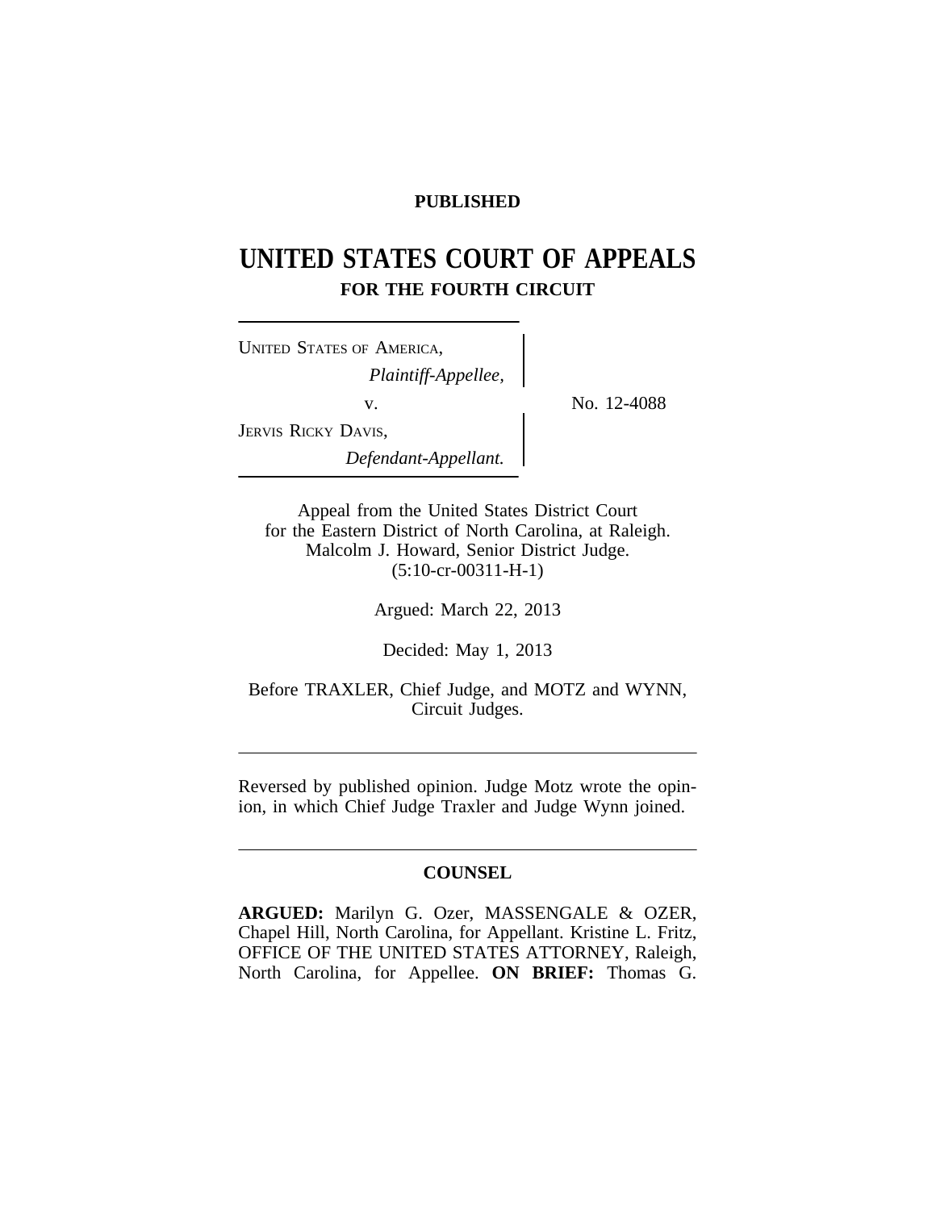**PUBLISHED**

# UNITED STATES COURT OF APPEALS
## FOR THE FOURTH CIRCUIT

UNITED STATES OF AMERICA,
*Plaintiff-Appellee,*

v.

JERVIS RICKY DAVIS,
*Defendant-Appellant.*

No. 12-4088

Appeal from the United States District Court for the Eastern District of North Carolina, at Raleigh.
Malcolm J. Howard, Senior District Judge.
(5:10-cr-00311-H-1)

Argued: March 22, 2013

Decided: May 1, 2013

Before TRAXLER, Chief Judge, and MOTZ and WYNN, Circuit Judges.

---

Reversed by published opinion. Judge Motz wrote the opinion, in which Chief Judge Traxler and Judge Wynn joined.

---

**COUNSEL**

**ARGUED:** Marilyn G. Ozer, MASSENGALE & OZER, Chapel Hill, North Carolina, for Appellant. Kristine L. Fritz, OFFICE OF THE UNITED STATES ATTORNEY, Raleigh, North Carolina, for Appellee. **ON BRIEF:** Thomas G.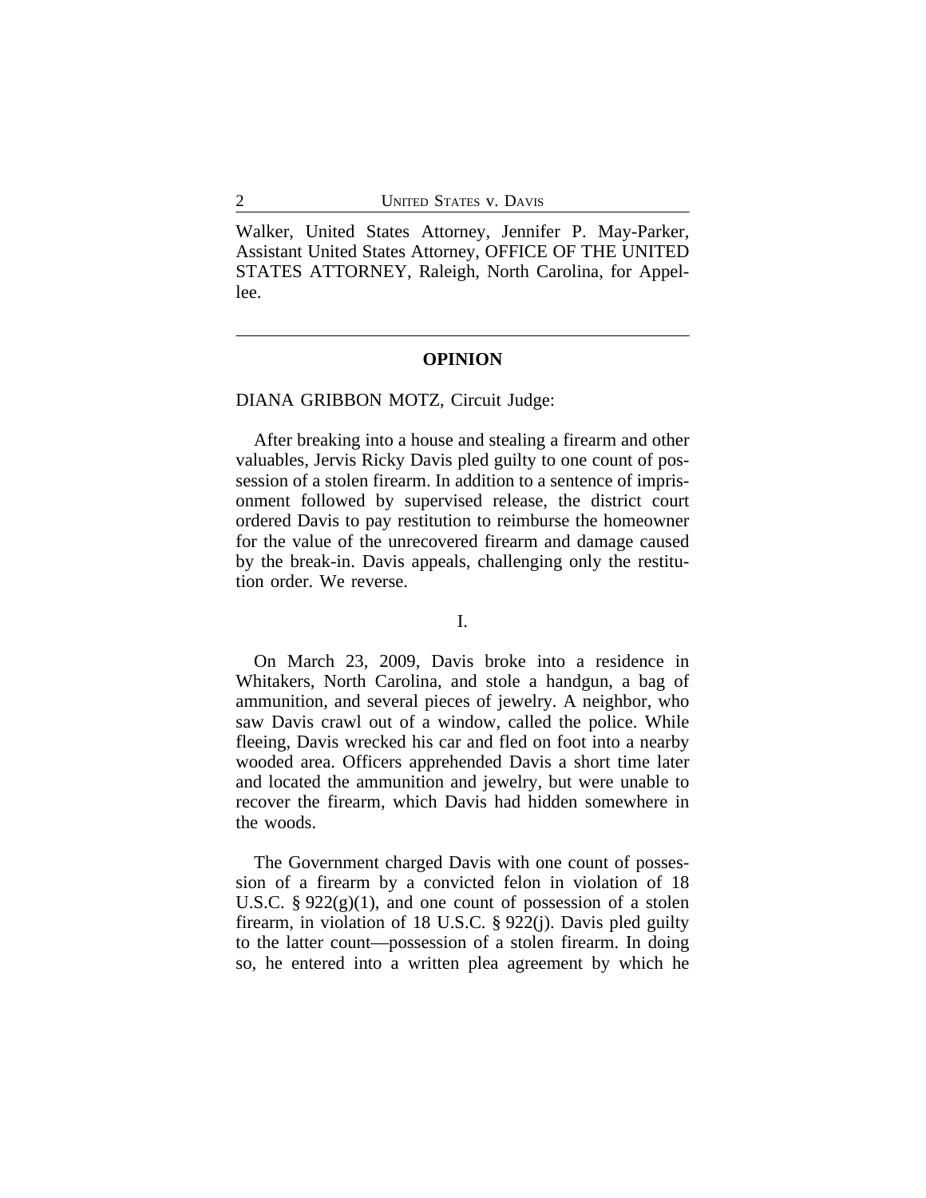Walker, United States Attorney, Jennifer P. May-Parker, Assistant United States Attorney, OFFICE OF THE UNITED STATES ATTORNEY, Raleigh, North Carolina, for Appellee.

---

**OPINION**

DIANA GRIBBON MOTZ, Circuit Judge:

After breaking into a house and stealing a firearm and other valuables, Jervis Ricky Davis pled guilty to one count of possession of a stolen firearm. In addition to a sentence of imprisonment followed by supervised release, the district court ordered Davis to pay restitution to reimburse the homeowner for the value of the unrecovered firearm and damage caused by the break-in. Davis appeals, challenging only the restitution order. We reverse.

I.

On March 23, 2009, Davis broke into a residence in Whitakers, North Carolina, and stole a handgun, a bag of ammunition, and several pieces of jewelry. A neighbor, who saw Davis crawl out of a window, called the police. While fleeing, Davis wrecked his car and fled on foot into a nearby wooded area. Officers apprehended Davis a short time later and located the ammunition and jewelry, but were unable to recover the firearm, which Davis had hidden somewhere in the woods.

The Government charged Davis with one count of possession of a firearm by a convicted felon in violation of 18 U.S.C. § 922(g)(1), and one count of possession of a stolen firearm, in violation of 18 U.S.C. § 922(j). Davis pled guilty to the latter count—possession of a stolen firearm. In doing so, he entered into a written plea agreement by which he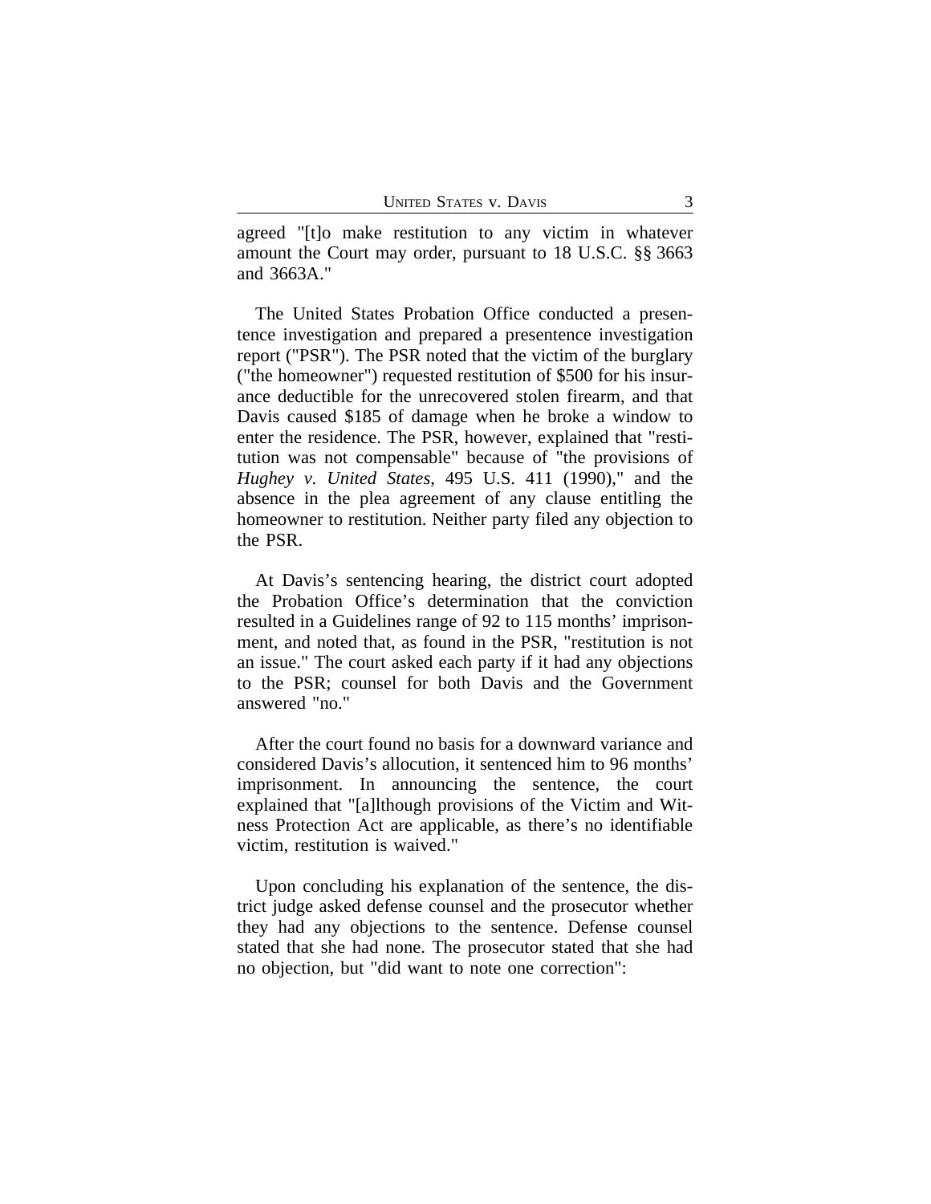agreed "[t]o make restitution to any victim in whatever amount the Court may order, pursuant to 18 U.S.C. §§ 3663 and 3663A."

The United States Probation Office conducted a presentence investigation and prepared a presentence investigation report ("PSR"). The PSR noted that the victim of the burglary ("the homeowner") requested restitution of $500 for his insurance deductible for the unrecovered stolen firearm, and that Davis caused $185 of damage when he broke a window to enter the residence. The PSR, however, explained that "restitution was not compensable" because of "the provisions of *Hughey v. United States*, 495 U.S. 411 (1990)," and the absence in the plea agreement of any clause entitling the homeowner to restitution. Neither party filed any objection to the PSR.

At Davis's sentencing hearing, the district court adopted the Probation Office's determination that the conviction resulted in a Guidelines range of 92 to 115 months' imprisonment, and noted that, as found in the PSR, "restitution is not an issue." The court asked each party if it had any objections to the PSR; counsel for both Davis and the Government answered "no."

After the court found no basis for a downward variance and considered Davis's allocution, it sentenced him to 96 months' imprisonment. In announcing the sentence, the court explained that "[a]lthough provisions of the Victim and Witness Protection Act are applicable, as there's no identifiable victim, restitution is waived."

Upon concluding his explanation of the sentence, the district judge asked defense counsel and the prosecutor whether they had any objections to the sentence. Defense counsel stated that she had none. The prosecutor stated that she had no objection, but "did want to note one correction":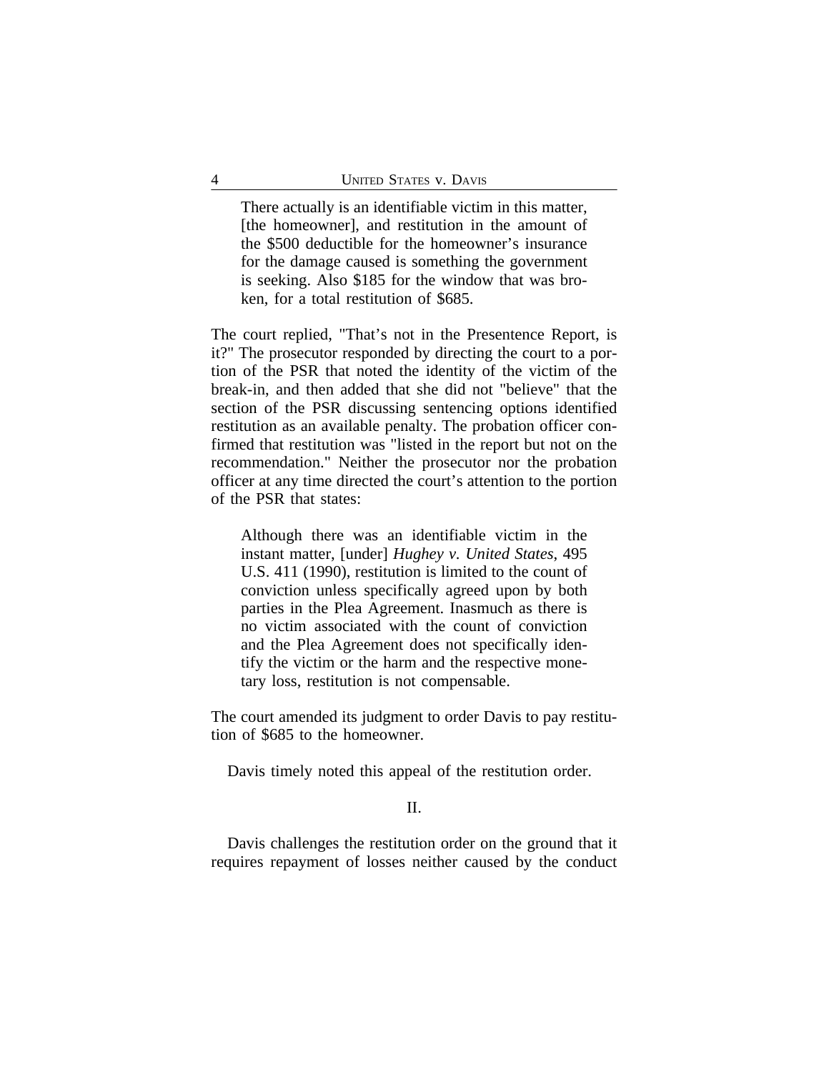> There actually is an identifiable victim in this matter, [the homeowner], and restitution in the amount of the $500 deductible for the homeowner's insurance for the damage caused is something the government is seeking. Also $185 for the window that was broken, for a total restitution of $685.

The court replied, "That's not in the Presentence Report, is it?" The prosecutor responded by directing the court to a portion of the PSR that noted the identity of the victim of the break-in, and then added that she did not "believe" that the section of the PSR discussing sentencing options identified restitution as an available penalty. The probation officer confirmed that restitution was "listed in the report but not on the recommendation." Neither the prosecutor nor the probation officer at any time directed the court's attention to the portion of the PSR that states:

> Although there was an identifiable victim in the instant matter, [under] *Hughey v. United States*, 495 U.S. 411 (1990), restitution is limited to the count of conviction unless specifically agreed upon by both parties in the Plea Agreement. Inasmuch as there is no victim associated with the count of conviction and the Plea Agreement does not specifically identify the victim or the harm and the respective monetary loss, restitution is not compensable.

The court amended its judgment to order Davis to pay restitution of $685 to the homeowner.

Davis timely noted this appeal of the restitution order.

## II.

Davis challenges the restitution order on the ground that it requires repayment of losses neither caused by the conduct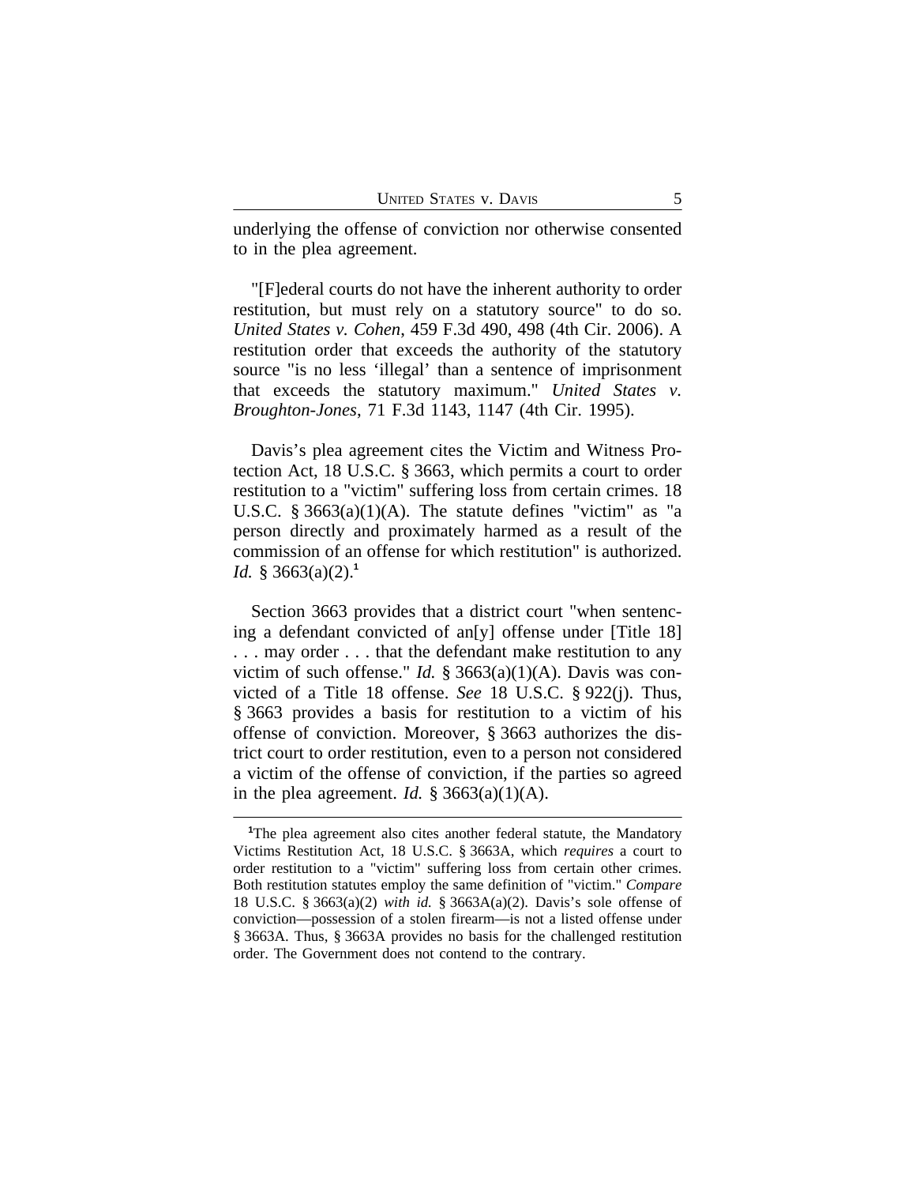underlying the offense of conviction nor otherwise consented to in the plea agreement.

"[F]ederal courts do not have the inherent authority to order restitution, but must rely on a statutory source" to do so. *United States v. Cohen*, 459 F.3d 490, 498 (4th Cir. 2006). A restitution order that exceeds the authority of the statutory source "is no less 'illegal' than a sentence of imprisonment that exceeds the statutory maximum." *United States v. Broughton-Jones*, 71 F.3d 1143, 1147 (4th Cir. 1995).

Davis's plea agreement cites the Victim and Witness Protection Act, 18 U.S.C. § 3663, which permits a court to order restitution to a "victim" suffering loss from certain crimes. 18 U.S.C. § 3663(a)(1)(A). The statute defines "victim" as "a person directly and proximately harmed as a result of the commission of an offense for which restitution" is authorized. *Id.* § 3663(a)(2).[1]

Section 3663 provides that a district court "when sentencing a defendant convicted of an[y] offense under [Title 18] . . . may order . . . that the defendant make restitution to any victim of such offense." *Id.* § 3663(a)(1)(A). Davis was convicted of a Title 18 offense. *See* 18 U.S.C. § 922(j). Thus, § 3663 provides a basis for restitution to a victim of his offense of conviction. Moreover, § 3663 authorizes the district court to order restitution, even to a person not considered a victim of the offense of conviction, if the parties so agreed in the plea agreement. *Id.* § 3663(a)(1)(A).

---

[1]The plea agreement also cites another federal statute, the Mandatory Victims Restitution Act, 18 U.S.C. § 3663A, which *requires* a court to order restitution to a "victim" suffering loss from certain other crimes. Both restitution statutes employ the same definition of "victim." *Compare* 18 U.S.C. § 3663(a)(2) *with id.* § 3663A(a)(2). Davis's sole offense of conviction—possession of a stolen firearm—is not a listed offense under § 3663A. Thus, § 3663A provides no basis for the challenged restitution order. The Government does not contend to the contrary.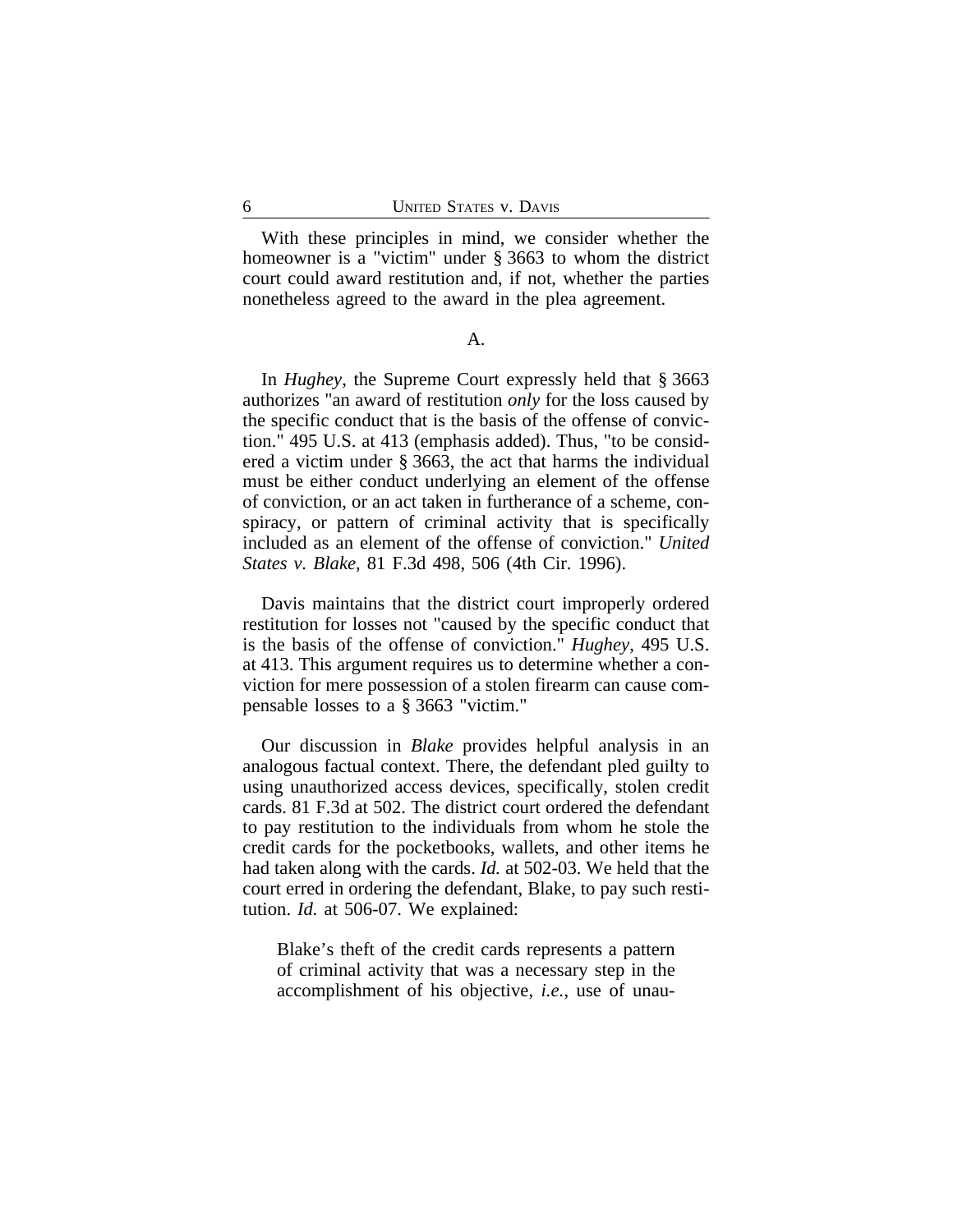With these principles in mind, we consider whether the homeowner is a "victim" under § 3663 to whom the district court could award restitution and, if not, whether the parties nonetheless agreed to the award in the plea agreement.

## A.

In *Hughey*, the Supreme Court expressly held that § 3663 authorizes "an award of restitution *only* for the loss caused by the specific conduct that is the basis of the offense of conviction." 495 U.S. at 413 (emphasis added). Thus, "to be considered a victim under § 3663, the act that harms the individual must be either conduct underlying an element of the offense of conviction, or an act taken in furtherance of a scheme, conspiracy, or pattern of criminal activity that is specifically included as an element of the offense of conviction." *United States v. Blake*, 81 F.3d 498, 506 (4th Cir. 1996).

Davis maintains that the district court improperly ordered restitution for losses not "caused by the specific conduct that is the basis of the offense of conviction." *Hughey*, 495 U.S. at 413. This argument requires us to determine whether a conviction for mere possession of a stolen firearm can cause compensable losses to a § 3663 "victim."

Our discussion in *Blake* provides helpful analysis in an analogous factual context. There, the defendant pled guilty to using unauthorized access devices, specifically, stolen credit cards. 81 F.3d at 502. The district court ordered the defendant to pay restitution to the individuals from whom he stole the credit cards for the pocketbooks, wallets, and other items he had taken along with the cards. *Id.* at 502-03. We held that the court erred in ordering the defendant, Blake, to pay such restitution. *Id.* at 506-07. We explained:

> Blake's theft of the credit cards represents a pattern of criminal activity that was a necessary step in the accomplishment of his objective, *i.e.*, use of unau-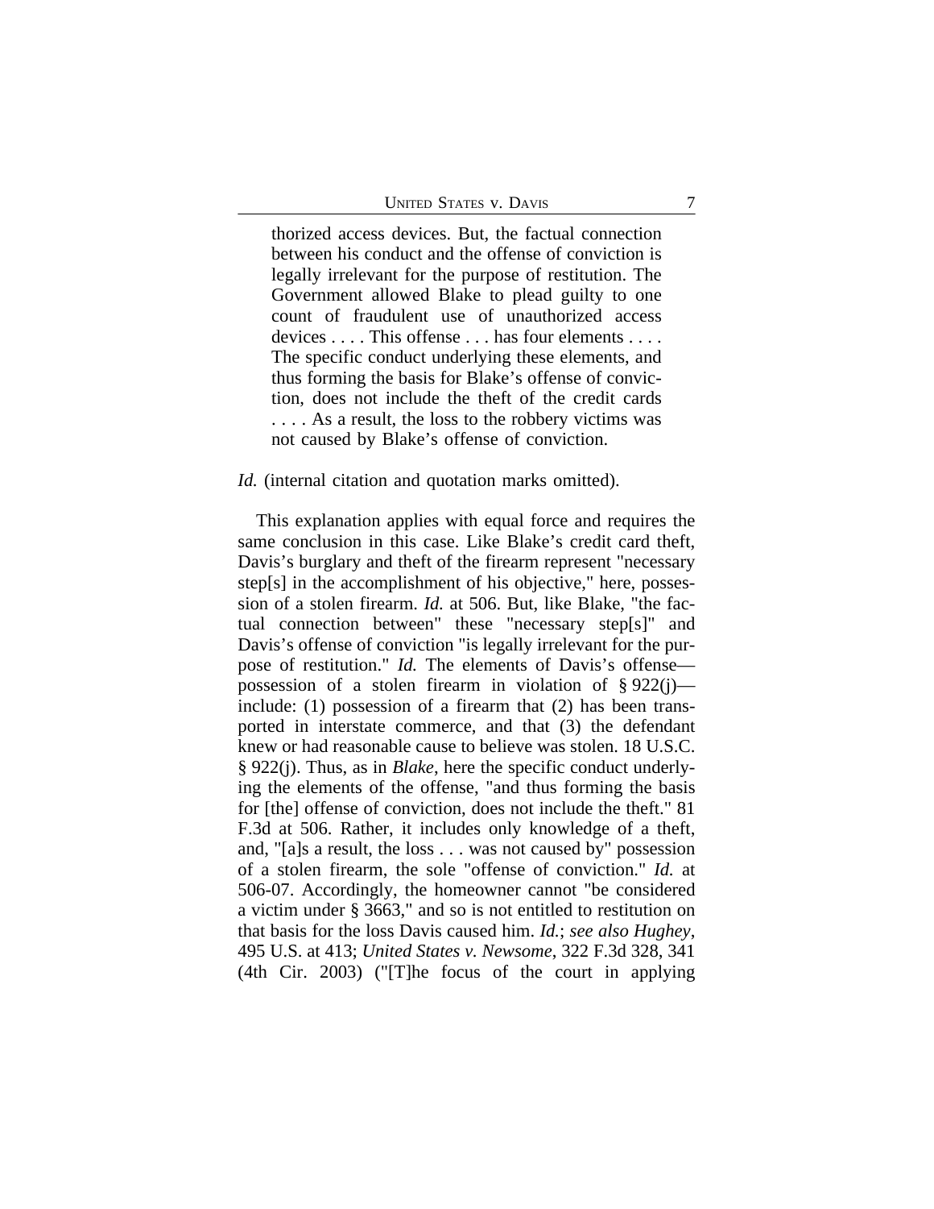> thorized access devices. But, the factual connection between his conduct and the offense of conviction is legally irrelevant for the purpose of restitution. The Government allowed Blake to plead guilty to one count of fraudulent use of unauthorized access devices . . . . This offense . . . has four elements . . . . The specific conduct underlying these elements, and thus forming the basis for Blake's offense of conviction, does not include the theft of the credit cards . . . . As a result, the loss to the robbery victims was not caused by Blake's offense of conviction.

*Id.* (internal citation and quotation marks omitted).

This explanation applies with equal force and requires the same conclusion in this case. Like Blake's credit card theft, Davis's burglary and theft of the firearm represent "necessary step[s] in the accomplishment of his objective," here, possession of a stolen firearm. *Id.* at 506. But, like Blake, "the factual connection between" these "necessary step[s]" and Davis's offense of conviction "is legally irrelevant for the purpose of restitution." *Id.* The elements of Davis's offense—possession of a stolen firearm in violation of § 922(j)—include: (1) possession of a firearm that (2) has been transported in interstate commerce, and that (3) the defendant knew or had reasonable cause to believe was stolen. 18 U.S.C. § 922(j). Thus, as in *Blake*, here the specific conduct underlying the elements of the offense, "and thus forming the basis for [the] offense of conviction, does not include the theft." 81 F.3d at 506. Rather, it includes only knowledge of a theft, and, "[a]s a result, the loss . . . was not caused by" possession of a stolen firearm, the sole "offense of conviction." *Id.* at 506-07. Accordingly, the homeowner cannot "be considered a victim under § 3663," and so is not entitled to restitution on that basis for the loss Davis caused him. *Id.*; *see also Hughey*, 495 U.S. at 413; *United States v. Newsome*, 322 F.3d 328, 341 (4th Cir. 2003) ("[T]he focus of the court in applying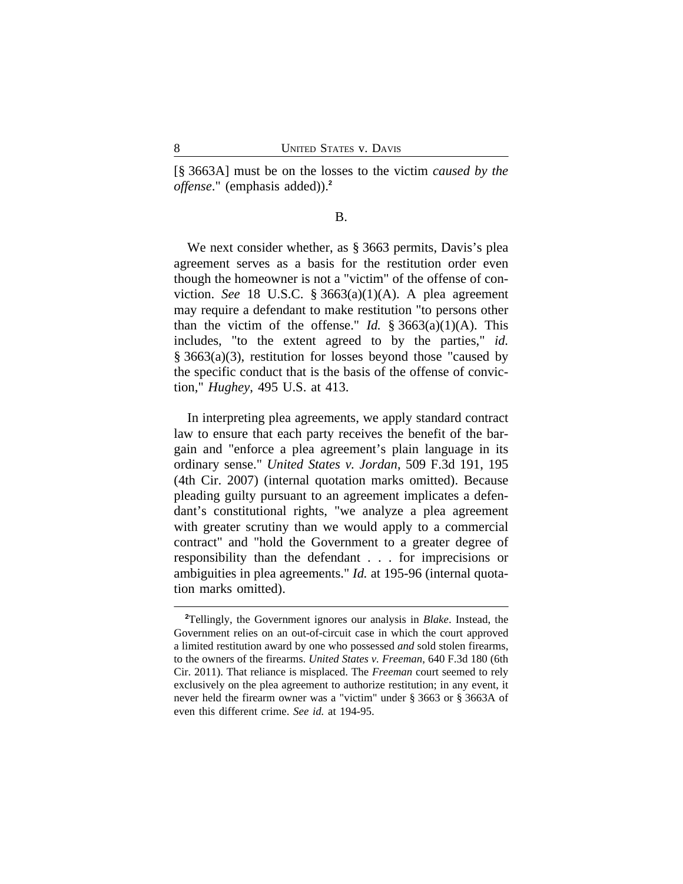[§ 3663A] must be on the losses to the victim *caused by the offense*." (emphasis added)).[2]

B.

We next consider whether, as § 3663 permits, Davis's plea agreement serves as a basis for the restitution order even though the homeowner is not a "victim" of the offense of conviction. *See* 18 U.S.C. § 3663(a)(1)(A). A plea agreement may require a defendant to make restitution "to persons other than the victim of the offense." *Id.* § 3663(a)(1)(A). This includes, "to the extent agreed to by the parties," *id.* § 3663(a)(3), restitution for losses beyond those "caused by the specific conduct that is the basis of the offense of conviction," *Hughey*, 495 U.S. at 413.

In interpreting plea agreements, we apply standard contract law to ensure that each party receives the benefit of the bargain and "enforce a plea agreement's plain language in its ordinary sense." *United States v. Jordan*, 509 F.3d 191, 195 (4th Cir. 2007) (internal quotation marks omitted). Because pleading guilty pursuant to an agreement implicates a defendant's constitutional rights, "we analyze a plea agreement with greater scrutiny than we would apply to a commercial contract" and "hold the Government to a greater degree of responsibility than the defendant . . . for imprecisions or ambiguities in plea agreements." *Id.* at 195-96 (internal quotation marks omitted).

---

[2]Tellingly, the Government ignores our analysis in *Blake*. Instead, the Government relies on an out-of-circuit case in which the court approved a limited restitution award by one who possessed *and* sold stolen firearms, to the owners of the firearms. *United States v. Freeman*, 640 F.3d 180 (6th Cir. 2011). That reliance is misplaced. The *Freeman* court seemed to rely exclusively on the plea agreement to authorize restitution; in any event, it never held the firearm owner was a "victim" under § 3663 or § 3663A of even this different crime. *See id.* at 194-95.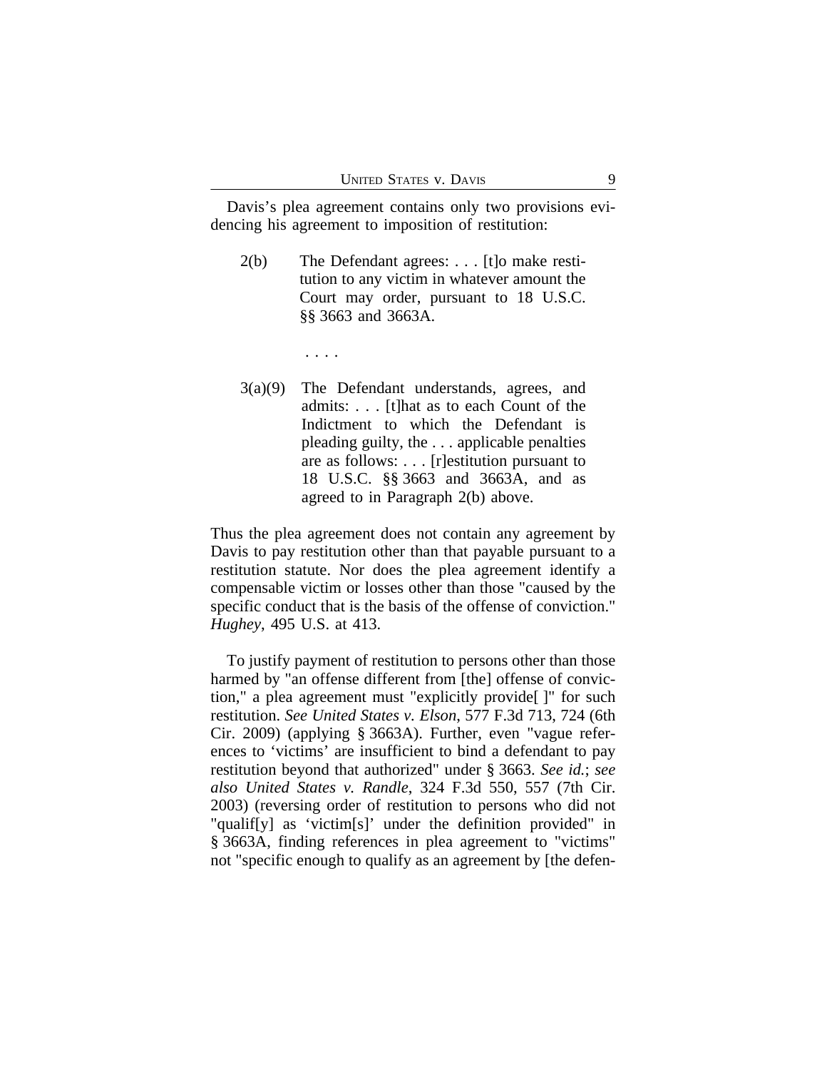Davis's plea agreement contains only two provisions evidencing his agreement to imposition of restitution:

> 2(b) The Defendant agrees: . . . [t]o make restitution to any victim in whatever amount the Court may order, pursuant to 18 U.S.C. §§ 3663 and 3663A.
>
> . . . .
>
> 3(a)(9) The Defendant understands, agrees, and admits: . . . [t]hat as to each Count of the Indictment to which the Defendant is pleading guilty, the . . . applicable penalties are as follows: . . . [r]estitution pursuant to 18 U.S.C. §§ 3663 and 3663A, and as agreed to in Paragraph 2(b) above.

Thus the plea agreement does not contain any agreement by Davis to pay restitution other than that payable pursuant to a restitution statute. Nor does the plea agreement identify a compensable victim or losses other than those "caused by the specific conduct that is the basis of the offense of conviction." *Hughey*, 495 U.S. at 413.

To justify payment of restitution to persons other than those harmed by "an offense different from [the] offense of conviction," a plea agreement must "explicitly provide[ ]" for such restitution. *See United States v. Elson*, 577 F.3d 713, 724 (6th Cir. 2009) (applying § 3663A). Further, even "vague references to 'victims' are insufficient to bind a defendant to pay restitution beyond that authorized" under § 3663. *See id.*; *see also United States v. Randle*, 324 F.3d 550, 557 (7th Cir. 2003) (reversing order of restitution to persons who did not "qualif[y] as 'victim[s]' under the definition provided" in § 3663A, finding references in plea agreement to "victims" not "specific enough to qualify as an agreement by [the defen-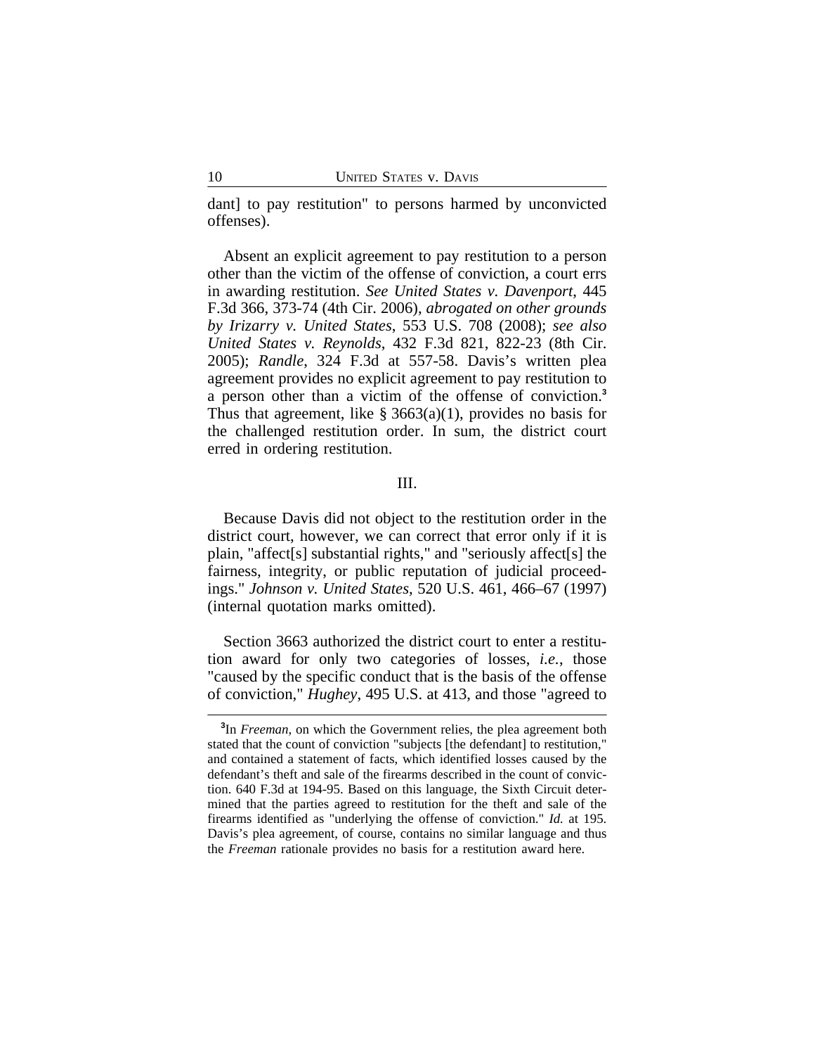dant] to pay restitution" to persons harmed by unconvicted offenses).

Absent an explicit agreement to pay restitution to a person other than the victim of the offense of conviction, a court errs in awarding restitution. *See United States v. Davenport*, 445 F.3d 366, 373-74 (4th Cir. 2006), *abrogated on other grounds by Irizarry v. United States*, 553 U.S. 708 (2008); *see also United States v. Reynolds*, 432 F.3d 821, 822-23 (8th Cir. 2005); *Randle*, 324 F.3d at 557-58. Davis's written plea agreement provides no explicit agreement to pay restitution to a person other than a victim of the offense of conviction.[3] Thus that agreement, like § 3663(a)(1), provides no basis for the challenged restitution order. In sum, the district court erred in ordering restitution.

III.

Because Davis did not object to the restitution order in the district court, however, we can correct that error only if it is plain, "affect[s] substantial rights," and "seriously affect[s] the fairness, integrity, or public reputation of judicial proceedings." *Johnson v. United States*, 520 U.S. 461, 466–67 (1997) (internal quotation marks omitted).

Section 3663 authorized the district court to enter a restitution award for only two categories of losses, *i.e.*, those "caused by the specific conduct that is the basis of the offense of conviction," *Hughey*, 495 U.S. at 413, and those "agreed to

[3] In *Freeman*, on which the Government relies, the plea agreement both stated that the count of conviction "subjects [the defendant] to restitution," and contained a statement of facts, which identified losses caused by the defendant's theft and sale of the firearms described in the count of conviction. 640 F.3d at 194-95. Based on this language, the Sixth Circuit determined that the parties agreed to restitution for the theft and sale of the firearms identified as "underlying the offense of conviction." *Id.* at 195. Davis's plea agreement, of course, contains no similar language and thus the *Freeman* rationale provides no basis for a restitution award here.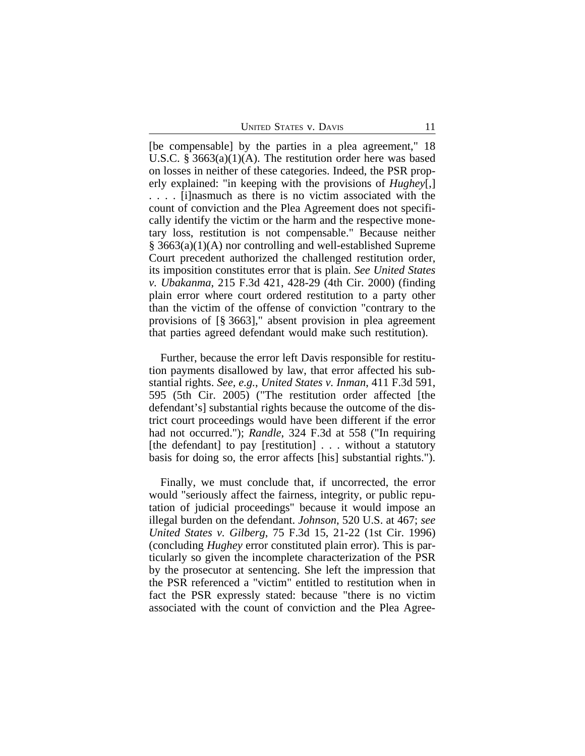[be compensable] by the parties in a plea agreement," 18 U.S.C. § 3663(a)(1)(A). The restitution order here was based on losses in neither of these categories. Indeed, the PSR properly explained: "in keeping with the provisions of *Hughey*[,] . . . . [i]nasmuch as there is no victim associated with the count of conviction and the Plea Agreement does not specifically identify the victim or the harm and the respective monetary loss, restitution is not compensable." Because neither § 3663(a)(1)(A) nor controlling and well-established Supreme Court precedent authorized the challenged restitution order, its imposition constitutes error that is plain. *See United States v. Ubakanma*, 215 F.3d 421, 428-29 (4th Cir. 2000) (finding plain error where court ordered restitution to a party other than the victim of the offense of conviction "contrary to the provisions of [§ 3663]," absent provision in plea agreement that parties agreed defendant would make such restitution).

Further, because the error left Davis responsible for restitution payments disallowed by law, that error affected his substantial rights. *See, e.g.*, *United States v. Inman*, 411 F.3d 591, 595 (5th Cir. 2005) ("The restitution order affected [the defendant's] substantial rights because the outcome of the district court proceedings would have been different if the error had not occurred."); *Randle*, 324 F.3d at 558 ("In requiring [the defendant] to pay [restitution] . . . without a statutory basis for doing so, the error affects [his] substantial rights.").

Finally, we must conclude that, if uncorrected, the error would "seriously affect the fairness, integrity, or public reputation of judicial proceedings" because it would impose an illegal burden on the defendant. *Johnson*, 520 U.S. at 467; *see United States v. Gilberg*, 75 F.3d 15, 21-22 (1st Cir. 1996) (concluding *Hughey* error constituted plain error). This is particularly so given the incomplete characterization of the PSR by the prosecutor at sentencing. She left the impression that the PSR referenced a "victim" entitled to restitution when in fact the PSR expressly stated: because "there is no victim associated with the count of conviction and the Plea Agree-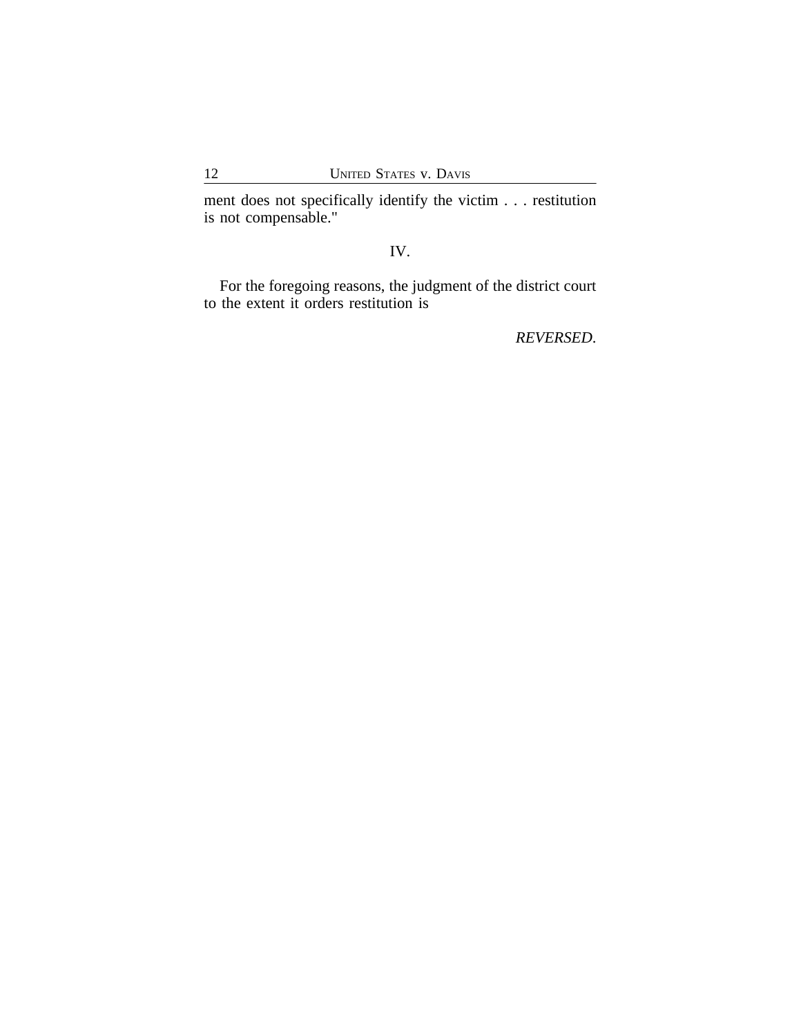ment does not specifically identify the victim . . . restitution is not compensable."

## IV.

For the foregoing reasons, the judgment of the district court to the extent it orders restitution is

*REVERSED*.